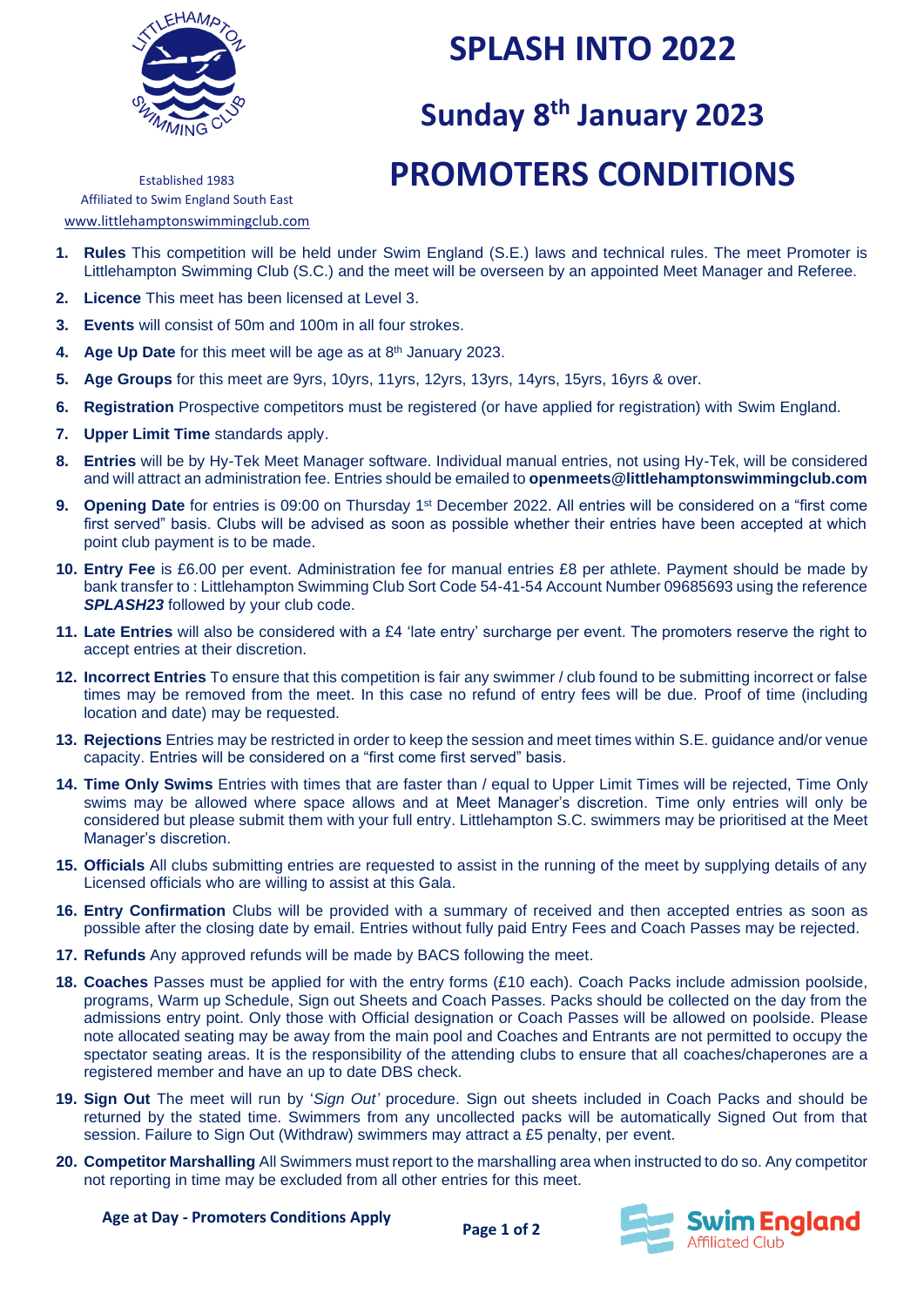# SPLASH INTO 2022

## Sunday 8th January 2023

# PROMOTERS CONDITIONS

Established 1983
Affiliated to Swim England South East
www.littlehamptonswimmingclub.com

1. **Rules** This competition will be held under Swim England (S.E.) laws and technical rules. The meet Promoter is Littlehampton Swimming Club (S.C.) and the meet will be overseen by an appointed Meet Manager and Referee.
2. **Licence** This meet has been licensed at Level 3.
3. **Events** will consist of 50m and 100m in all four strokes.
4. **Age Up Date** for this meet will be age as at 8th January 2023.
5. **Age Groups** for this meet are 9yrs, 10yrs, 11yrs, 12yrs, 13yrs, 14yrs, 15yrs, 16yrs & over.
6. **Registration** Prospective competitors must be registered (or have applied for registration) with Swim England.
7. **Upper Limit Time** standards apply.
8. **Entries** will be by Hy-Tek Meet Manager software. Individual manual entries, not using Hy-Tek, will be considered and will attract an administration fee. Entries should be emailed to **openmeets@littlehamptonswimmingclub.com**
9. **Opening Date** for entries is 09:00 on Thursday 1st December 2022. All entries will be considered on a "first come first served" basis. Clubs will be advised as soon as possible whether their entries have been accepted at which point club payment is to be made.
10. **Entry Fee** is £6.00 per event. Administration fee for manual entries £8 per athlete. Payment should be made by bank transfer to : Littlehampton Swimming Club Sort Code 54-41-54 Account Number 09685693 using the reference ***SPLASH23*** followed by your club code.
11. **Late Entries** will also be considered with a £4 'late entry' surcharge per event. The promoters reserve the right to accept entries at their discretion.
12. **Incorrect Entries** To ensure that this competition is fair any swimmer / club found to be submitting incorrect or false times may be removed from the meet. In this case no refund of entry fees will be due. Proof of time (including location and date) may be requested.
13. **Rejections** Entries may be restricted in order to keep the session and meet times within S.E. guidance and/or venue capacity. Entries will be considered on a "first come first served" basis.
14. **Time Only Swims** Entries with times that are faster than / equal to Upper Limit Times will be rejected, Time Only swims may be allowed where space allows and at Meet Manager's discretion. Time only entries will only be considered but please submit them with your full entry. Littlehampton S.C. swimmers may be prioritised at the Meet Manager's discretion.
15. **Officials** All clubs submitting entries are requested to assist in the running of the meet by supplying details of any Licensed officials who are willing to assist at this Gala.
16. **Entry Confirmation** Clubs will be provided with a summary of received and then accepted entries as soon as possible after the closing date by email. Entries without fully paid Entry Fees and Coach Passes may be rejected.
17. **Refunds** Any approved refunds will be made by BACS following the meet.
18. **Coaches** Passes must be applied for with the entry forms (£10 each). Coach Packs include admission poolside, programs, Warm up Schedule, Sign out Sheets and Coach Passes. Packs should be collected on the day from the admissions entry point. Only those with Official designation or Coach Passes will be allowed on poolside. Please note allocated seating may be away from the main pool and Coaches and Entrants are not permitted to occupy the spectator seating areas. It is the responsibility of the attending clubs to ensure that all coaches/chaperones are a registered member and have an up to date DBS check.
19. **Sign Out** The meet will run by '*Sign Out'* procedure. Sign out sheets included in Coach Packs and should be returned by the stated time. Swimmers from any uncollected packs will be automatically Signed Out from that session. Failure to Sign Out (Withdraw) swimmers may attract a £5 penalty, per event.
20. **Competitor Marshalling** All Swimmers must report to the marshalling area when instructed to do so. Any competitor not reporting in time may be excluded from all other entries for this meet.

**Age at Day - Promoters Conditions Apply**

Swim England Affiliated Club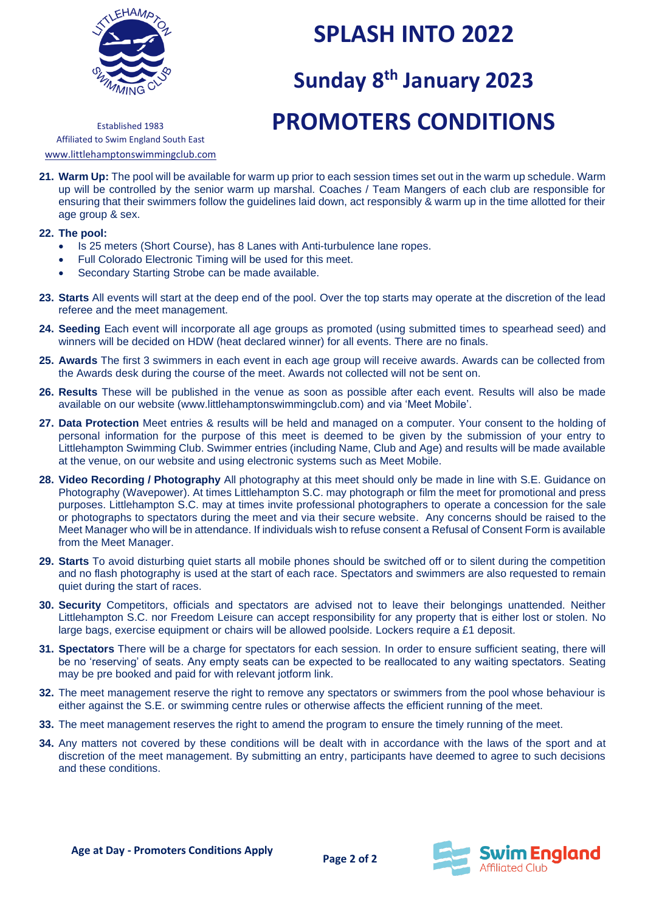# SPLASH INTO 2022

# Sunday 8th January 2023

# PROMOTERS CONDITIONS

Established 1983
Affiliated to Swim England South East
www.littlehamptonswimmingclub.com

21. **Warm Up:** The pool will be available for warm up prior to each session times set out in the warm up schedule. Warm up will be controlled by the senior warm up marshal. Coaches / Team Mangers of each club are responsible for ensuring that their swimmers follow the guidelines laid down, act responsibly & warm up in the time allotted for their age group & sex.

22. **The pool:**
    - Is 25 meters (Short Course), has 8 Lanes with Anti-turbulence lane ropes.
    - Full Colorado Electronic Timing will be used for this meet.
    - Secondary Starting Strobe can be made available.

23. **Starts** All events will start at the deep end of the pool. Over the top starts may operate at the discretion of the lead referee and the meet management.

24. **Seeding** Each event will incorporate all age groups as promoted (using submitted times to spearhead seed) and winners will be decided on HDW (heat declared winner) for all events. There are no finals.

25. **Awards** The first 3 swimmers in each event in each age group will receive awards. Awards can be collected from the Awards desk during the course of the meet. Awards not collected will not be sent on.

26. **Results** These will be published in the venue as soon as possible after each event. Results will also be made available on our website (www.littlehamptonswimmingclub.com) and via 'Meet Mobile'.

27. **Data Protection** Meet entries & results will be held and managed on a computer. Your consent to the holding of personal information for the purpose of this meet is deemed to be given by the submission of your entry to Littlehampton Swimming Club. Swimmer entries (including Name, Club and Age) and results will be made available at the venue, on our website and using electronic systems such as Meet Mobile.

28. **Video Recording / Photography** All photography at this meet should only be made in line with S.E. Guidance on Photography (Wavepower). At times Littlehampton S.C. may photograph or film the meet for promotional and press purposes. Littlehampton S.C. may at times invite professional photographers to operate a concession for the sale or photographs to spectators during the meet and via their secure website. Any concerns should be raised to the Meet Manager who will be in attendance. If individuals wish to refuse consent a Refusal of Consent Form is available from the Meet Manager.

29. **Starts** To avoid disturbing quiet starts all mobile phones should be switched off or to silent during the competition and no flash photography is used at the start of each race. Spectators and swimmers are also requested to remain quiet during the start of races.

30. **Security** Competitors, officials and spectators are advised not to leave their belongings unattended. Neither Littlehampton S.C. nor Freedom Leisure can accept responsibility for any property that is either lost or stolen. No large bags, exercise equipment or chairs will be allowed poolside. Lockers require a £1 deposit.

31. **Spectators** There will be a charge for spectators for each session. In order to ensure sufficient seating, there will be no 'reserving' of seats. Any empty seats can be expected to be reallocated to any waiting spectators. Seating may be pre booked and paid for with relevant jotform link.

32. The meet management reserve the right to remove any spectators or swimmers from the pool whose behaviour is either against the S.E. or swimming centre rules or otherwise affects the efficient running of the meet.

33. The meet management reserves the right to amend the program to ensure the timely running of the meet.

34. Any matters not covered by these conditions will be dealt with in accordance with the laws of the sport and at discretion of the meet management. By submitting an entry, participants have deemed to agree to such decisions and these conditions.

**Age at Day - Promoters Conditions Apply**